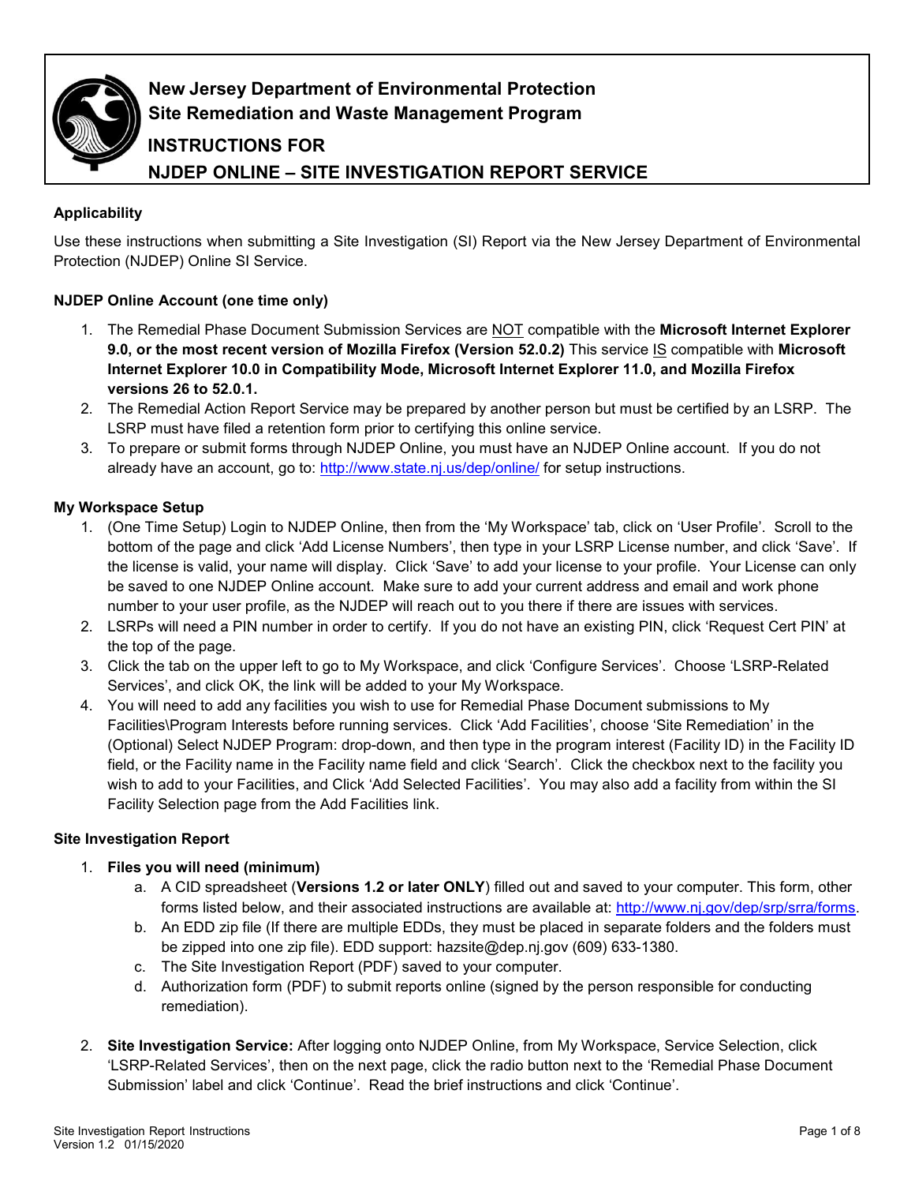# New Jersey Department of Environmental Protection
# Site Remediation and Waste Management Program

## INSTRUCTIONS FOR NJDEP ONLINE – SITE INVESTIGATION REPORT SERVICE

### Applicability

Use these instructions when submitting a Site Investigation (SI) Report via the New Jersey Department of Environmental Protection (NJDEP) Online SI Service.

### NJDEP Online Account (one time only)

1. The Remedial Phase Document Submission Services are NOT compatible with the **Microsoft Internet Explorer 9.0, or the most recent version of Mozilla Firefox (Version 52.0.2)** This service IS compatible with **Microsoft Internet Explorer 10.0 in Compatibility Mode, Microsoft Internet Explorer 11.0, and Mozilla Firefox versions 26 to 52.0.1.**
2. The Remedial Action Report Service may be prepared by another person but must be certified by an LSRP. The LSRP must have filed a retention form prior to certifying this online service.
3. To prepare or submit forms through NJDEP Online, you must have an NJDEP Online account. If you do not already have an account, go to: http://www.state.nj.us/dep/online/ for setup instructions.

### My Workspace Setup

1. (One Time Setup) Login to NJDEP Online, then from the 'My Workspace' tab, click on 'User Profile'. Scroll to the bottom of the page and click 'Add License Numbers', then type in your LSRP License number, and click 'Save'. If the license is valid, your name will display. Click 'Save' to add your license to your profile. Your License can only be saved to one NJDEP Online account. Make sure to add your current address and email and work phone number to your user profile, as the NJDEP will reach out to you there if there are issues with services.
2. LSRPs will need a PIN number in order to certify. If you do not have an existing PIN, click 'Request Cert PIN' at the top of the page.
3. Click the tab on the upper left to go to My Workspace, and click 'Configure Services'. Choose 'LSRP-Related Services', and click OK, the link will be added to your My Workspace.
4. You will need to add any facilities you wish to use for Remedial Phase Document submissions to My Facilities\Program Interests before running services. Click 'Add Facilities', choose 'Site Remediation' in the (Optional) Select NJDEP Program: drop-down, and then type in the program interest (Facility ID) in the Facility ID field, or the Facility name in the Facility name field and click 'Search'. Click the checkbox next to the facility you wish to add to your Facilities, and Click 'Add Selected Facilities'. You may also add a facility from within the SI Facility Selection page from the Add Facilities link.

### Site Investigation Report

1. **Files you will need (minimum)**
   a. A CID spreadsheet (**Versions 1.2 or later ONLY**) filled out and saved to your computer. This form, other forms listed below, and their associated instructions are available at: http://www.nj.gov/dep/srp/srra/forms.
   b. An EDD zip file (If there are multiple EDDs, they must be placed in separate folders and the folders must be zipped into one zip file). EDD support: hazsite@dep.nj.gov (609) 633-1380.
   c. The Site Investigation Report (PDF) saved to your computer.
   d. Authorization form (PDF) to submit reports online (signed by the person responsible for conducting remediation).

2. **Site Investigation Service:** After logging onto NJDEP Online, from My Workspace, Service Selection, click 'LSRP-Related Services', then on the next page, click the radio button next to the 'Remedial Phase Document Submission' label and click 'Continue'. Read the brief instructions and click 'Continue'.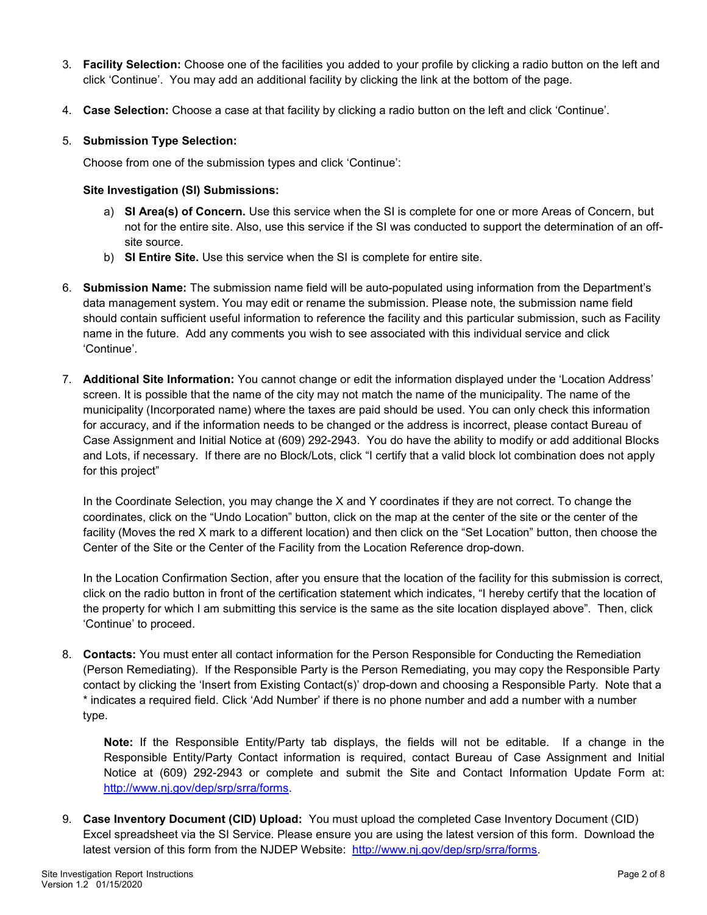3. **Facility Selection:** Choose one of the facilities you added to your profile by clicking a radio button on the left and click 'Continue'. You may add an additional facility by clicking the link at the bottom of the page.

4. **Case Selection:** Choose a case at that facility by clicking a radio button on the left and click 'Continue'.

5. **Submission Type Selection:**

   Choose from one of the submission types and click 'Continue':

   **Site Investigation (SI) Submissions:**

   a) **SI Area(s) of Concern.** Use this service when the SI is complete for one or more Areas of Concern, but not for the entire site. Also, use this service if the SI was conducted to support the determination of an off-site source.
   b) **SI Entire Site.** Use this service when the SI is complete for entire site.

6. **Submission Name:** The submission name field will be auto-populated using information from the Department's data management system. You may edit or rename the submission. Please note, the submission name field should contain sufficient useful information to reference the facility and this particular submission, such as Facility name in the future. Add any comments you wish to see associated with this individual service and click 'Continue'.

7. **Additional Site Information:** You cannot change or edit the information displayed under the 'Location Address' screen. It is possible that the name of the city may not match the name of the municipality. The name of the municipality (Incorporated name) where the taxes are paid should be used. You can only check this information for accuracy, and if the information needs to be changed or the address is incorrect, please contact Bureau of Case Assignment and Initial Notice at (609) 292-2943. You do have the ability to modify or add additional Blocks and Lots, if necessary. If there are no Block/Lots, click "I certify that a valid block lot combination does not apply for this project"

   In the Coordinate Selection, you may change the X and Y coordinates if they are not correct. To change the coordinates, click on the "Undo Location" button, click on the map at the center of the site or the center of the facility (Moves the red X mark to a different location) and then click on the "Set Location" button, then choose the Center of the Site or the Center of the Facility from the Location Reference drop-down.

   In the Location Confirmation Section, after you ensure that the location of the facility for this submission is correct, click on the radio button in front of the certification statement which indicates, "I hereby certify that the location of the property for which I am submitting this service is the same as the site location displayed above". Then, click 'Continue' to proceed.

8. **Contacts:** You must enter all contact information for the Person Responsible for Conducting the Remediation (Person Remediating). If the Responsible Party is the Person Remediating, you may copy the Responsible Party contact by clicking the 'Insert from Existing Contact(s)' drop-down and choosing a Responsible Party. Note that a * indicates a required field. Click 'Add Number' if there is no phone number and add a number with a number type.

   **Note:** If the Responsible Entity/Party tab displays, the fields will not be editable. If a change in the Responsible Entity/Party Contact information is required, contact Bureau of Case Assignment and Initial Notice at (609) 292-2943 or complete and submit the Site and Contact Information Update Form at: http://www.nj.gov/dep/srp/srra/forms.

9. **Case Inventory Document (CID) Upload:** You must upload the completed Case Inventory Document (CID) Excel spreadsheet via the SI Service. Please ensure you are using the latest version of this form. Download the latest version of this form from the NJDEP Website: http://www.nj.gov/dep/srp/srra/forms.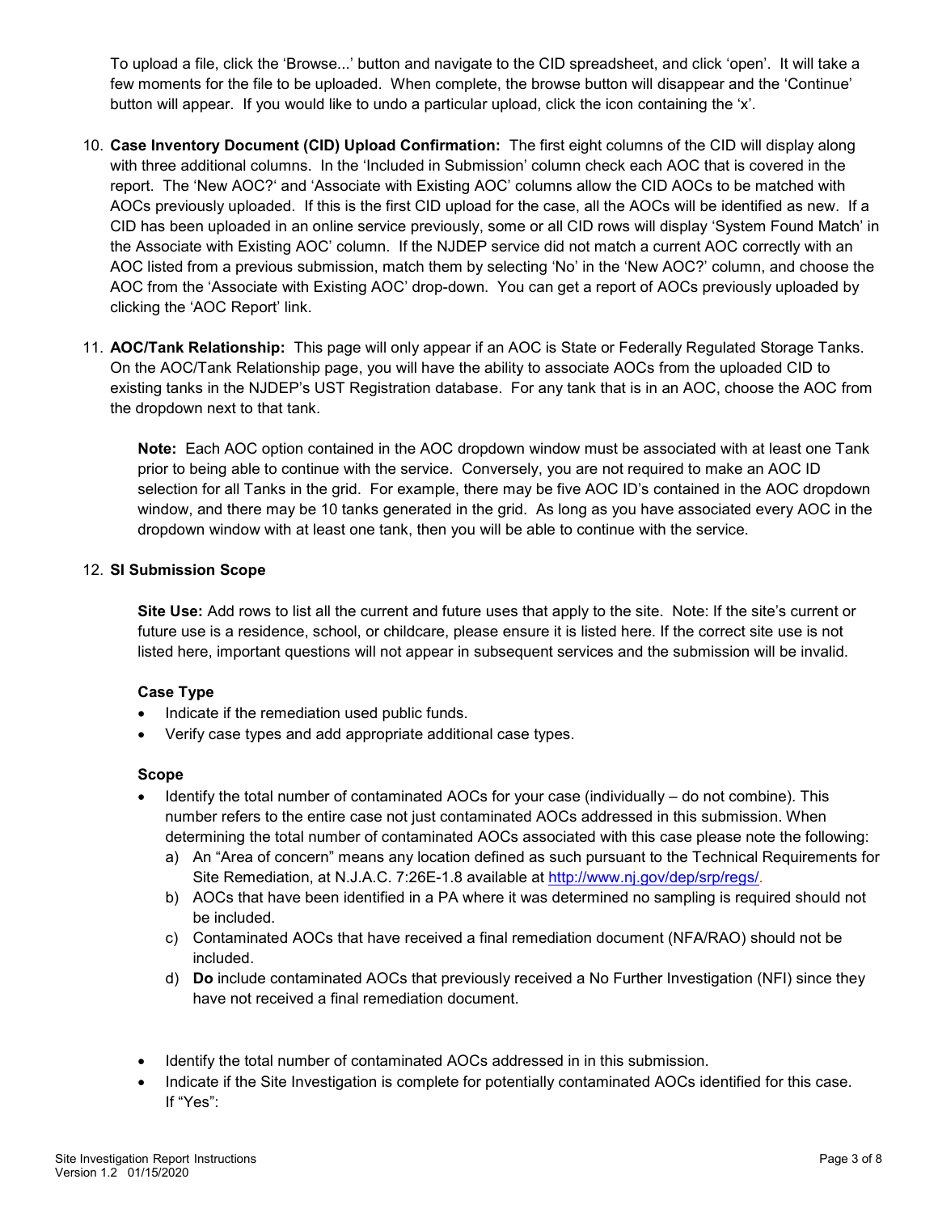To upload a file, click the 'Browse...' button and navigate to the CID spreadsheet, and click 'open'. It will take a few moments for the file to be uploaded. When complete, the browse button will disappear and the 'Continue' button will appear. If you would like to undo a particular upload, click the icon containing the 'x'.

10. **Case Inventory Document (CID) Upload Confirmation:** The first eight columns of the CID will display along with three additional columns. In the 'Included in Submission' column check each AOC that is covered in the report. The 'New AOC?' and 'Associate with Existing AOC' columns allow the CID AOCs to be matched with AOCs previously uploaded. If this is the first CID upload for the case, all the AOCs will be identified as new. If a CID has been uploaded in an online service previously, some or all CID rows will display 'System Found Match' in the Associate with Existing AOC' column. If the NJDEP service did not match a current AOC correctly with an AOC listed from a previous submission, match them by selecting 'No' in the 'New AOC?' column, and choose the AOC from the 'Associate with Existing AOC' drop-down. You can get a report of AOCs previously uploaded by clicking the 'AOC Report' link.

11. **AOC/Tank Relationship:** This page will only appear if an AOC is State or Federally Regulated Storage Tanks. On the AOC/Tank Relationship page, you will have the ability to associate AOCs from the uploaded CID to existing tanks in the NJDEP's UST Registration database. For any tank that is in an AOC, choose the AOC from the dropdown next to that tank.

    **Note:** Each AOC option contained in the AOC dropdown window must be associated with at least one Tank prior to being able to continue with the service. Conversely, you are not required to make an AOC ID selection for all Tanks in the grid. For example, there may be five AOC ID's contained in the AOC dropdown window, and there may be 10 tanks generated in the grid. As long as you have associated every AOC in the dropdown window with at least one tank, then you will be able to continue with the service.

12. **SI Submission Scope**

    **Site Use:** Add rows to list all the current and future uses that apply to the site. Note: If the site's current or future use is a residence, school, or childcare, please ensure it is listed here. If the correct site use is not listed here, important questions will not appear in subsequent services and the submission will be invalid.

    **Case Type**

    - Indicate if the remediation used public funds.
    - Verify case types and add appropriate additional case types.

    **Scope**

    - Identify the total number of contaminated AOCs for your case (individually – do not combine). This number refers to the entire case not just contaminated AOCs addressed in this submission. When determining the total number of contaminated AOCs associated with this case please note the following:
        a) An "Area of concern" means any location defined as such pursuant to the Technical Requirements for Site Remediation, at N.J.A.C. 7:26E-1.8 available at http://www.nj.gov/dep/srp/regs/.
        b) AOCs that have been identified in a PA where it was determined no sampling is required should not be included.
        c) Contaminated AOCs that have received a final remediation document (NFA/RAO) should not be included.
        d) **Do** include contaminated AOCs that previously received a No Further Investigation (NFI) since they have not received a final remediation document.

    - Identify the total number of contaminated AOCs addressed in in this submission.
    - Indicate if the Site Investigation is complete for potentially contaminated AOCs identified for this case. If "Yes":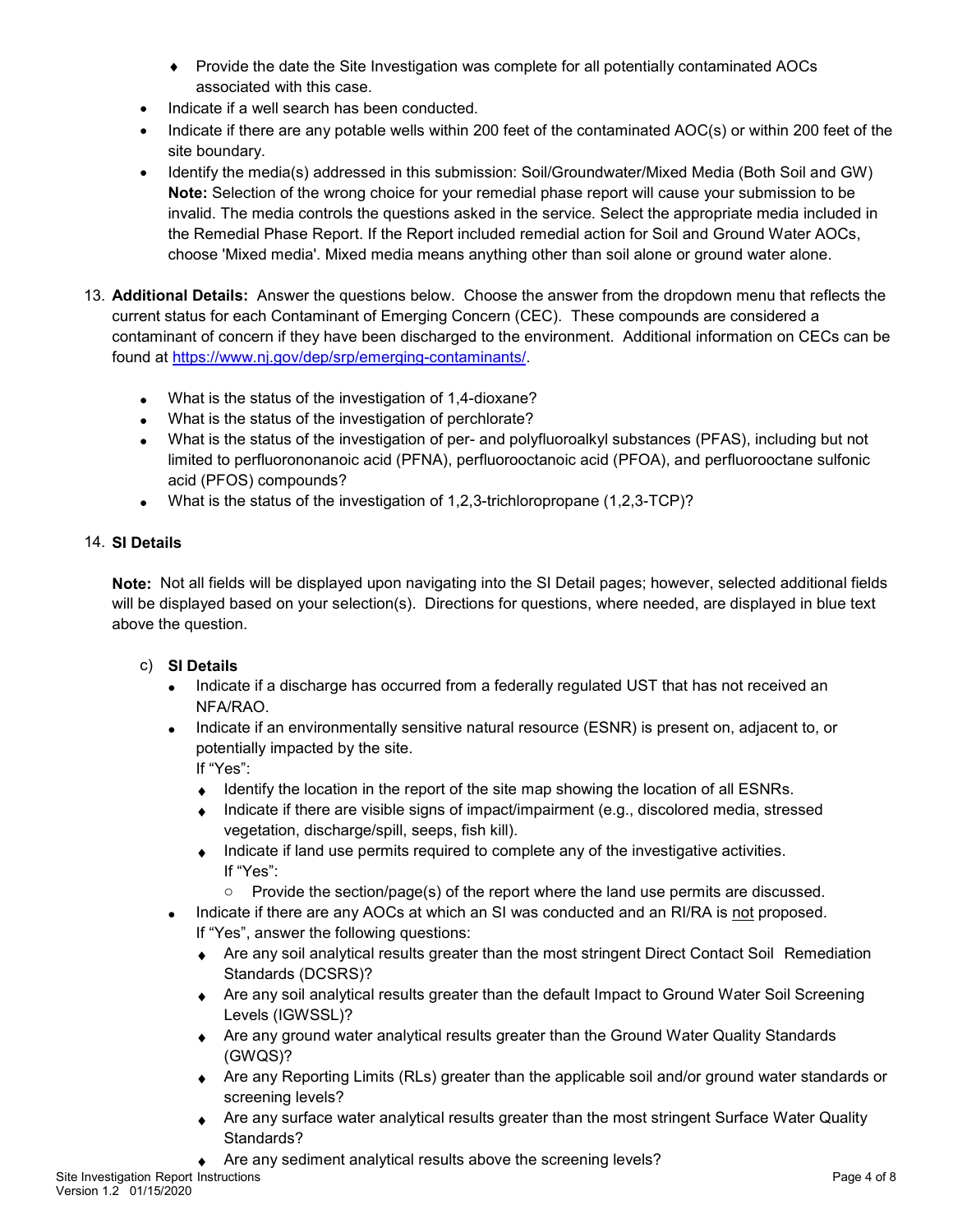- Provide the date the Site Investigation was complete for all potentially contaminated AOCs associated with this case.
- Indicate if a well search has been conducted.
- Indicate if there are any potable wells within 200 feet of the contaminated AOC(s) or within 200 feet of the site boundary.
- Identify the media(s) addressed in this submission: Soil/Groundwater/Mixed Media (Both Soil and GW) **Note:** Selection of the wrong choice for your remedial phase report will cause your submission to be invalid. The media controls the questions asked in the service. Select the appropriate media included in the Remedial Phase Report. If the Report included remedial action for Soil and Ground Water AOCs, choose 'Mixed media'. Mixed media means anything other than soil alone or ground water alone.

13. **Additional Details:** Answer the questions below. Choose the answer from the dropdown menu that reflects the current status for each Contaminant of Emerging Concern (CEC). These compounds are considered a contaminant of concern if they have been discharged to the environment. Additional information on CECs can be found at [https://www.nj.gov/dep/srp/emerging-contaminants/](https://www.nj.gov/dep/srp/emerging-contaminants/).

    - What is the status of the investigation of 1,4-dioxane?
    - What is the status of the investigation of perchlorate?
    - What is the status of the investigation of per- and polyfluoroalkyl substances (PFAS), including but not limited to perfluorononanoic acid (PFNA), perfluorooctanoic acid (PFOA), and perfluorooctane sulfonic acid (PFOS) compounds?
    - What is the status of the investigation of 1,2,3-trichloropropane (1,2,3-TCP)?

14. **SI Details**

    **Note:** Not all fields will be displayed upon navigating into the SI Detail pages; however, selected additional fields will be displayed based on your selection(s). Directions for questions, where needed, are displayed in blue text above the question.

    c) **SI Details**
    - Indicate if a discharge has occurred from a federally regulated UST that has not received an NFA/RAO.
    - Indicate if an environmentally sensitive natural resource (ESNR) is present on, adjacent to, or potentially impacted by the site.
      If "Yes":
      - Identify the location in the report of the site map showing the location of all ESNRs.
      - Indicate if there are visible signs of impact/impairment (e.g., discolored media, stressed vegetation, discharge/spill, seeps, fish kill).
      - Indicate if land use permits required to complete any of the investigative activities.
        If "Yes":
        - Provide the section/page(s) of the report where the land use permits are discussed.
    - Indicate if there are any AOCs at which an SI was conducted and an RI/RA is not proposed.
      If "Yes", answer the following questions:
      - Are any soil analytical results greater than the most stringent Direct Contact Soil Remediation Standards (DCSRS)?
      - Are any soil analytical results greater than the default Impact to Ground Water Soil Screening Levels (IGWSSL)?
      - Are any ground water analytical results greater than the Ground Water Quality Standards (GWQS)?
      - Are any Reporting Limits (RLs) greater than the applicable soil and/or ground water standards or screening levels?
      - Are any surface water analytical results greater than the most stringent Surface Water Quality Standards?
      - Are any sediment analytical results above the screening levels?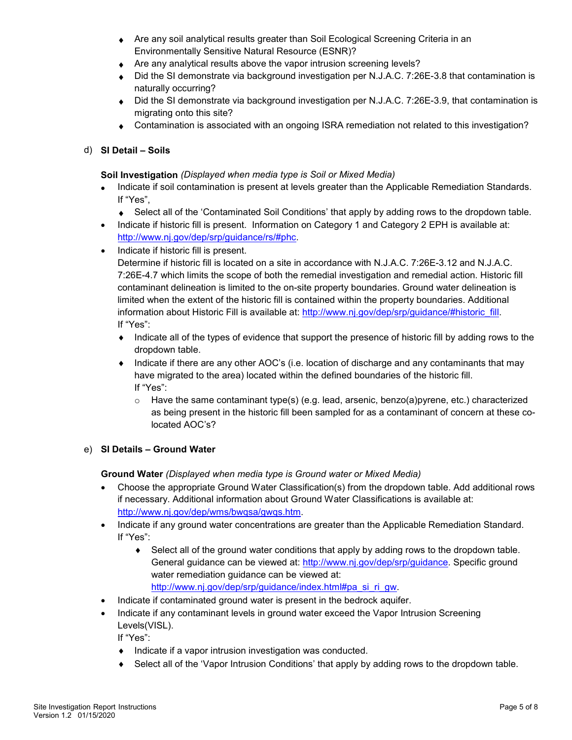- Are any soil analytical results greater than Soil Ecological Screening Criteria in an Environmentally Sensitive Natural Resource (ESNR)?
- Are any analytical results above the vapor intrusion screening levels?
- Did the SI demonstrate via background investigation per N.J.A.C. 7:26E-3.8 that contamination is naturally occurring?
- Did the SI demonstrate via background investigation per N.J.A.C. 7:26E-3.9, that contamination is migrating onto this site?
- Contamination is associated with an ongoing ISRA remediation not related to this investigation?

d) **SI Detail – Soils**

**Soil Investigation** *(Displayed when media type is Soil or Mixed Media)*

- Indicate if soil contamination is present at levels greater than the Applicable Remediation Standards. If "Yes",
  - Select all of the 'Contaminated Soil Conditions' that apply by adding rows to the dropdown table.
- Indicate if historic fill is present. Information on Category 1 and Category 2 EPH is available at: http://www.nj.gov/dep/srp/guidance/rs/#phc.
- Indicate if historic fill is present.
  Determine if historic fill is located on a site in accordance with N.J.A.C. 7:26E-3.12 and N.J.A.C. 7:26E-4.7 which limits the scope of both the remedial investigation and remedial action. Historic fill contaminant delineation is limited to the on-site property boundaries. Ground water delineation is limited when the extent of the historic fill is contained within the property boundaries. Additional information about Historic Fill is available at: http://www.nj.gov/dep/srp/guidance/#historic_fill.
  If "Yes":
  - Indicate all of the types of evidence that support the presence of historic fill by adding rows to the dropdown table.
  - Indicate if there are any other AOC's (i.e. location of discharge and any contaminants that may have migrated to the area) located within the defined boundaries of the historic fill.
    If "Yes":
    - Have the same contaminant type(s) (e.g. lead, arsenic, benzo(a)pyrene, etc.) characterized as being present in the historic fill been sampled for as a contaminant of concern at these co-located AOC's?

e) **SI Details – Ground Water**

**Ground Water** *(Displayed when media type is Ground water or Mixed Media)*

- Choose the appropriate Ground Water Classification(s) from the dropdown table. Add additional rows if necessary. Additional information about Ground Water Classifications is available at: http://www.nj.gov/dep/wms/bwqsa/gwqs.htm.
- Indicate if any ground water concentrations are greater than the Applicable Remediation Standard. If "Yes":
  - Select all of the ground water conditions that apply by adding rows to the dropdown table. General guidance can be viewed at: http://www.nj.gov/dep/srp/guidance. Specific ground water remediation guidance can be viewed at: http://www.nj.gov/dep/srp/guidance/index.html#pa_si_ri_gw.
- Indicate if contaminated ground water is present in the bedrock aquifer.
- Indicate if any contaminant levels in ground water exceed the Vapor Intrusion Screening Levels(VISL).
  If "Yes":
  - Indicate if a vapor intrusion investigation was conducted.
  - Select all of the 'Vapor Intrusion Conditions' that apply by adding rows to the dropdown table.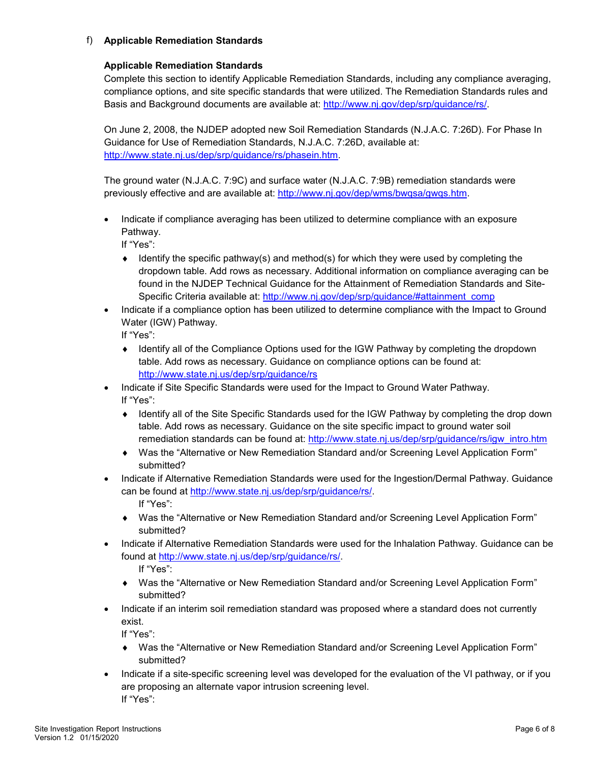f) **Applicable Remediation Standards**

**Applicable Remediation Standards**

Complete this section to identify Applicable Remediation Standards, including any compliance averaging, compliance options, and site specific standards that were utilized. The Remediation Standards rules and Basis and Background documents are available at: http://www.nj.gov/dep/srp/guidance/rs/.

On June 2, 2008, the NJDEP adopted new Soil Remediation Standards (N.J.A.C. 7:26D). For Phase In Guidance for Use of Remediation Standards, N.J.A.C. 7:26D, available at: http://www.state.nj.us/dep/srp/guidance/rs/phasein.htm.

The ground water (N.J.A.C. 7:9C) and surface water (N.J.A.C. 7:9B) remediation standards were previously effective and are available at: http://www.nj.gov/dep/wms/bwqsa/gwqs.htm.

- Indicate if compliance averaging has been utilized to determine compliance with an exposure Pathway.
  If "Yes":
  - Identify the specific pathway(s) and method(s) for which they were used by completing the dropdown table. Add rows as necessary. Additional information on compliance averaging can be found in the NJDEP Technical Guidance for the Attainment of Remediation Standards and Site-Specific Criteria available at: http://www.nj.gov/dep/srp/guidance/#attainment_comp
- Indicate if a compliance option has been utilized to determine compliance with the Impact to Ground Water (IGW) Pathway.
  If "Yes":
  - Identify all of the Compliance Options used for the IGW Pathway by completing the dropdown table. Add rows as necessary. Guidance on compliance options can be found at: http://www.state.nj.us/dep/srp/guidance/rs
- Indicate if Site Specific Standards were used for the Impact to Ground Water Pathway.
  If "Yes":
  - Identify all of the Site Specific Standards used for the IGW Pathway by completing the drop down table. Add rows as necessary. Guidance on the site specific impact to ground water soil remediation standards can be found at: http://www.state.nj.us/dep/srp/guidance/rs/igw_intro.htm
  - Was the "Alternative or New Remediation Standard and/or Screening Level Application Form" submitted?
- Indicate if Alternative Remediation Standards were used for the Ingestion/Dermal Pathway. Guidance can be found at http://www.state.nj.us/dep/srp/guidance/rs/.
  If "Yes":
  - Was the "Alternative or New Remediation Standard and/or Screening Level Application Form" submitted?
- Indicate if Alternative Remediation Standards were used for the Inhalation Pathway. Guidance can be found at http://www.state.nj.us/dep/srp/guidance/rs/.
  If "Yes":
  - Was the "Alternative or New Remediation Standard and/or Screening Level Application Form" submitted?
- Indicate if an interim soil remediation standard was proposed where a standard does not currently exist.
  If "Yes":
  - Was the "Alternative or New Remediation Standard and/or Screening Level Application Form" submitted?
- Indicate if a site-specific screening level was developed for the evaluation of the VI pathway, or if you are proposing an alternate vapor intrusion screening level.
  If "Yes":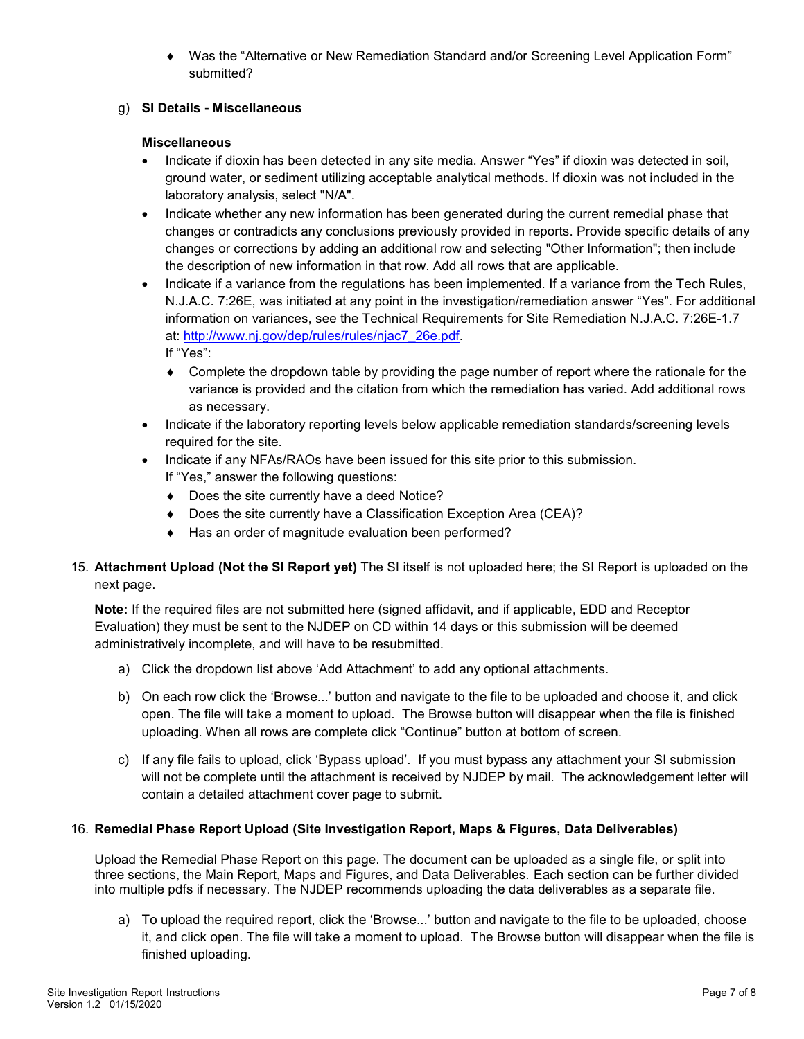- Was the "Alternative or New Remediation Standard and/or Screening Level Application Form" submitted?

g) **SI Details - Miscellaneous**

**Miscellaneous**

- Indicate if dioxin has been detected in any site media. Answer "Yes" if dioxin was detected in soil, ground water, or sediment utilizing acceptable analytical methods. If dioxin was not included in the laboratory analysis, select "N/A".
- Indicate whether any new information has been generated during the current remedial phase that changes or contradicts any conclusions previously provided in reports. Provide specific details of any changes or corrections by adding an additional row and selecting "Other Information"; then include the description of new information in that row. Add all rows that are applicable.
- Indicate if a variance from the regulations has been implemented. If a variance from the Tech Rules, N.J.A.C. 7:26E, was initiated at any point in the investigation/remediation answer "Yes". For additional information on variances, see the Technical Requirements for Site Remediation N.J.A.C. 7:26E-1.7 at: [http://www.nj.gov/dep/rules/rules/njac7_26e.pdf](http://www.nj.gov/dep/rules/rules/njac7_26e.pdf).
  If "Yes":
  - Complete the dropdown table by providing the page number of report where the rationale for the variance is provided and the citation from which the remediation has varied. Add additional rows as necessary.
- Indicate if the laboratory reporting levels below applicable remediation standards/screening levels required for the site.
- Indicate if any NFAs/RAOs have been issued for this site prior to this submission.
  If "Yes," answer the following questions:
  - Does the site currently have a deed Notice?
  - Does the site currently have a Classification Exception Area (CEA)?
  - Has an order of magnitude evaluation been performed?

15. **Attachment Upload (Not the SI Report yet)** The SI itself is not uploaded here; the SI Report is uploaded on the next page.

    **Note:** If the required files are not submitted here (signed affidavit, and if applicable, EDD and Receptor Evaluation) they must be sent to the NJDEP on CD within 14 days or this submission will be deemed administratively incomplete, and will have to be resubmitted.

    a) Click the dropdown list above 'Add Attachment' to add any optional attachments.

    b) On each row click the 'Browse...' button and navigate to the file to be uploaded and choose it, and click open. The file will take a moment to upload. The Browse button will disappear when the file is finished uploading. When all rows are complete click "Continue" button at bottom of screen.

    c) If any file fails to upload, click 'Bypass upload'. If you must bypass any attachment your SI submission will not be complete until the attachment is received by NJDEP by mail. The acknowledgement letter will contain a detailed attachment cover page to submit.

16. **Remedial Phase Report Upload (Site Investigation Report, Maps & Figures, Data Deliverables)**

    Upload the Remedial Phase Report on this page. The document can be uploaded as a single file, or split into three sections, the Main Report, Maps and Figures, and Data Deliverables. Each section can be further divided into multiple pdfs if necessary. The NJDEP recommends uploading the data deliverables as a separate file.

    a) To upload the required report, click the 'Browse...' button and navigate to the file to be uploaded, choose it, and click open. The file will take a moment to upload. The Browse button will disappear when the file is finished uploading.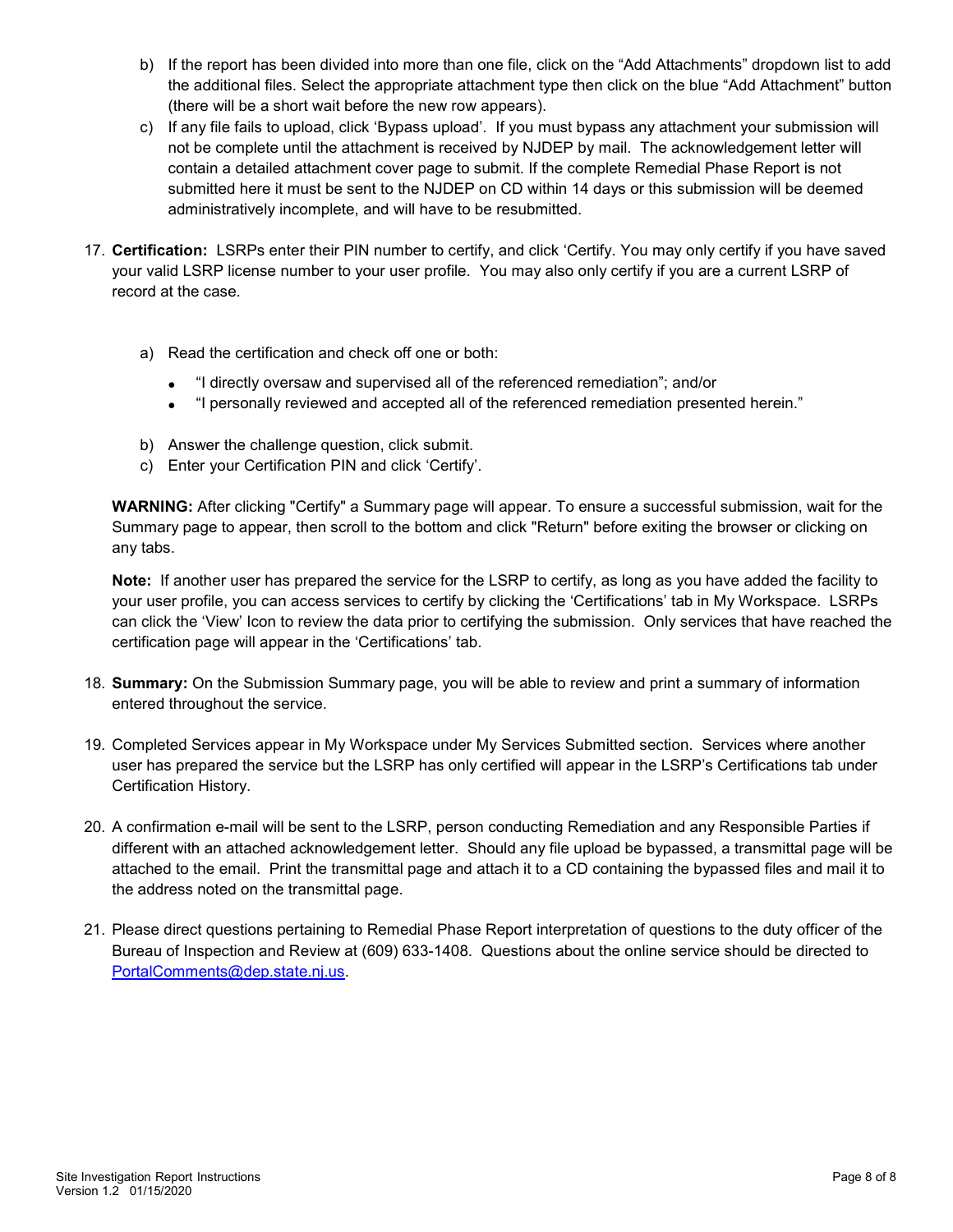b) If the report has been divided into more than one file, click on the “Add Attachments” dropdown list to add the additional files. Select the appropriate attachment type then click on the blue “Add Attachment” button (there will be a short wait before the new row appears).

c) If any file fails to upload, click ‘Bypass upload’. If you must bypass any attachment your submission will not be complete until the attachment is received by NJDEP by mail. The acknowledgement letter will contain a detailed attachment cover page to submit. If the complete Remedial Phase Report is not submitted here it must be sent to the NJDEP on CD within 14 days or this submission will be deemed administratively incomplete, and will have to be resubmitted.

17. **Certification:** LSRPs enter their PIN number to certify, and click ‘Certify. You may only certify if you have saved your valid LSRP license number to your user profile. You may also only certify if you are a current LSRP of record at the case.

    a) Read the certification and check off one or both:
       - “I directly oversaw and supervised all of the referenced remediation”; and/or
       - “I personally reviewed and accepted all of the referenced remediation presented herein.”

    b) Answer the challenge question, click submit.

    c) Enter your Certification PIN and click ‘Certify’.

    **WARNING:** After clicking "Certify" a Summary page will appear. To ensure a successful submission, wait for the Summary page to appear, then scroll to the bottom and click "Return" before exiting the browser or clicking on any tabs.

    **Note:** If another user has prepared the service for the LSRP to certify, as long as you have added the facility to your user profile, you can access services to certify by clicking the ‘Certifications’ tab in My Workspace. LSRPs can click the ‘View’ Icon to review the data prior to certifying the submission. Only services that have reached the certification page will appear in the ‘Certifications’ tab.

18. **Summary:** On the Submission Summary page, you will be able to review and print a summary of information entered throughout the service.

19. Completed Services appear in My Workspace under My Services Submitted section. Services where another user has prepared the service but the LSRP has only certified will appear in the LSRP’s Certifications tab under Certification History.

20. A confirmation e-mail will be sent to the LSRP, person conducting Remediation and any Responsible Parties if different with an attached acknowledgement letter. Should any file upload be bypassed, a transmittal page will be attached to the email. Print the transmittal page and attach it to a CD containing the bypassed files and mail it to the address noted on the transmittal page.

21. Please direct questions pertaining to Remedial Phase Report interpretation of questions to the duty officer of the Bureau of Inspection and Review at (609) 633-1408. Questions about the online service should be directed to PortalComments@dep.state.nj.us.